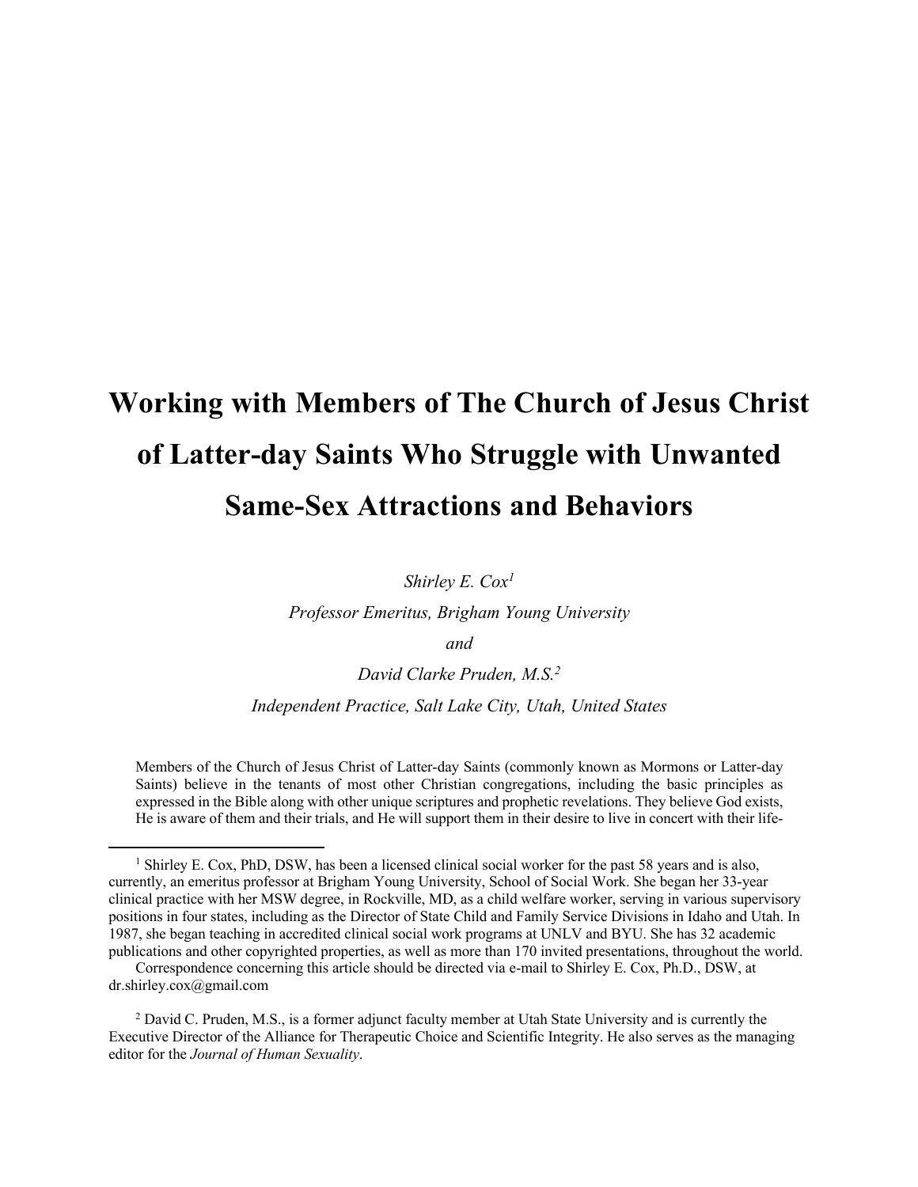# Working with Members of The Church of Jesus Christ of Latter-day Saints Who Struggle with Unwanted Same-Sex Attractions and Behaviors

*Shirley E. Cox*[1]

*Professor Emeritus, Brigham Young University*

*and*

*David Clarke Pruden, M.S.*[2]

*Independent Practice, Salt Lake City, Utah, United States*

Members of the Church of Jesus Christ of Latter-day Saints (commonly known as Mormons or Latter-day Saints) believe in the tenants of most other Christian congregations, including the basic principles as expressed in the Bible along with other unique scriptures and prophetic revelations. They believe God exists, He is aware of them and their trials, and He will support them in their desire to live in concert with their life-

---

[1] Shirley E. Cox, PhD, DSW, has been a licensed clinical social worker for the past 58 years and is also, currently, an emeritus professor at Brigham Young University, School of Social Work. She began her 33-year clinical practice with her MSW degree, in Rockville, MD, as a child welfare worker, serving in various supervisory positions in four states, including as the Director of State Child and Family Service Divisions in Idaho and Utah. In 1987, she began teaching in accredited clinical social work programs at UNLV and BYU. She has 32 academic publications and other copyrighted properties, as well as more than 170 invited presentations, throughout the world.

Correspondence concerning this article should be directed via e-mail to Shirley E. Cox, Ph.D., DSW, at dr.shirley.cox@gmail.com

[2] David C. Pruden, M.S., is a former adjunct faculty member at Utah State University and is currently the Executive Director of the Alliance for Therapeutic Choice and Scientific Integrity. He also serves as the managing editor for the *Journal of Human Sexuality*.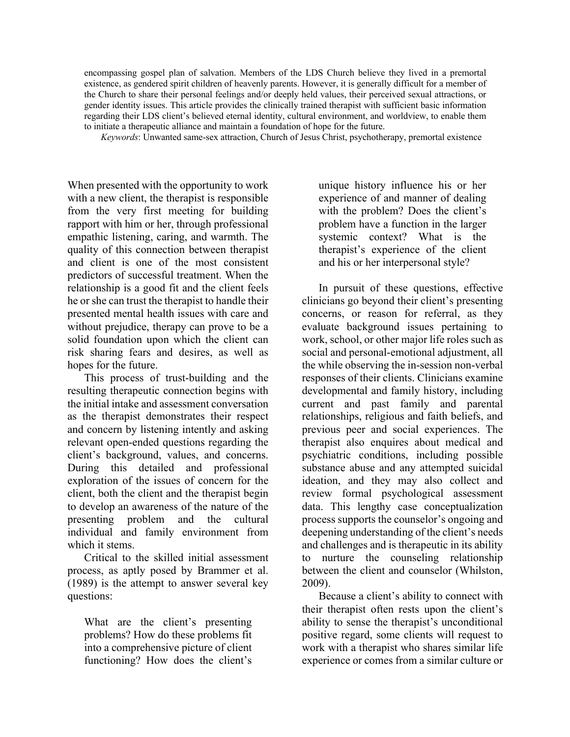encompassing gospel plan of salvation. Members of the LDS Church believe they lived in a premortal existence, as gendered spirit children of heavenly parents. However, it is generally difficult for a member of the Church to share their personal feelings and/or deeply held values, their perceived sexual attractions, or gender identity issues. This article provides the clinically trained therapist with sufficient basic information regarding their LDS client's believed eternal identity, cultural environment, and worldview, to enable them to initiate a therapeutic alliance and maintain a foundation of hope for the future.

*Keywords*: Unwanted same-sex attraction, Church of Jesus Christ, psychotherapy, premortal existence

When presented with the opportunity to work with a new client, the therapist is responsible from the very first meeting for building rapport with him or her, through professional empathic listening, caring, and warmth. The quality of this connection between therapist and client is one of the most consistent predictors of successful treatment. When the relationship is a good fit and the client feels he or she can trust the therapist to handle their presented mental health issues with care and without prejudice, therapy can prove to be a solid foundation upon which the client can risk sharing fears and desires, as well as hopes for the future.

This process of trust-building and the resulting therapeutic connection begins with the initial intake and assessment conversation as the therapist demonstrates their respect and concern by listening intently and asking relevant open-ended questions regarding the client's background, values, and concerns. During this detailed and professional exploration of the issues of concern for the client, both the client and the therapist begin to develop an awareness of the nature of the presenting problem and the cultural individual and family environment from which it stems.

Critical to the skilled initial assessment process, as aptly posed by Brammer et al. (1989) is the attempt to answer several key questions:

> What are the client's presenting problems? How do these problems fit into a comprehensive picture of client functioning? How does the client's unique history influence his or her experience of and manner of dealing with the problem? Does the client's problem have a function in the larger systemic context? What is the therapist's experience of the client and his or her interpersonal style?

In pursuit of these questions, effective clinicians go beyond their client's presenting concerns, or reason for referral, as they evaluate background issues pertaining to work, school, or other major life roles such as social and personal-emotional adjustment, all the while observing the in-session non-verbal responses of their clients. Clinicians examine developmental and family history, including current and past family and parental relationships, religious and faith beliefs, and previous peer and social experiences. The therapist also enquires about medical and psychiatric conditions, including possible substance abuse and any attempted suicidal ideation, and they may also collect and review formal psychological assessment data. This lengthy case conceptualization process supports the counselor's ongoing and deepening understanding of the client's needs and challenges and is therapeutic in its ability to nurture the counseling relationship between the client and counselor (Whilston, 2009).

Because a client's ability to connect with their therapist often rests upon the client's ability to sense the therapist's unconditional positive regard, some clients will request to work with a therapist who shares similar life experience or comes from a similar culture or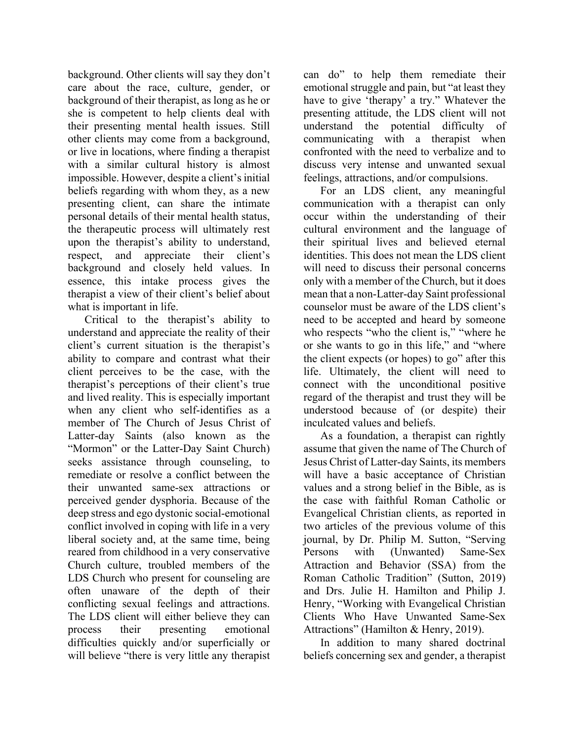background. Other clients will say they don't care about the race, culture, gender, or background of their therapist, as long as he or she is competent to help clients deal with their presenting mental health issues. Still other clients may come from a background, or live in locations, where finding a therapist with a similar cultural history is almost impossible. However, despite a client's initial beliefs regarding with whom they, as a new presenting client, can share the intimate personal details of their mental health status, the therapeutic process will ultimately rest upon the therapist's ability to understand, respect, and appreciate their client's background and closely held values. In essence, this intake process gives the therapist a view of their client's belief about what is important in life.

Critical to the therapist's ability to understand and appreciate the reality of their client's current situation is the therapist's ability to compare and contrast what their client perceives to be the case, with the therapist's perceptions of their client's true and lived reality. This is especially important when any client who self-identifies as a member of The Church of Jesus Christ of Latter-day Saints (also known as the "Mormon" or the Latter-Day Saint Church) seeks assistance through counseling, to remediate or resolve a conflict between the their unwanted same-sex attractions or perceived gender dysphoria. Because of the deep stress and ego dystonic social-emotional conflict involved in coping with life in a very liberal society and, at the same time, being reared from childhood in a very conservative Church culture, troubled members of the LDS Church who present for counseling are often unaware of the depth of their conflicting sexual feelings and attractions. The LDS client will either believe they can process their presenting emotional difficulties quickly and/or superficially or will believe "there is very little any therapist can do" to help them remediate their emotional struggle and pain, but "at least they have to give 'therapy' a try." Whatever the presenting attitude, the LDS client will not understand the potential difficulty of communicating with a therapist when confronted with the need to verbalize and to discuss very intense and unwanted sexual feelings, attractions, and/or compulsions.

For an LDS client, any meaningful communication with a therapist can only occur within the understanding of their cultural environment and the language of their spiritual lives and believed eternal identities. This does not mean the LDS client will need to discuss their personal concerns only with a member of the Church, but it does mean that a non-Latter-day Saint professional counselor must be aware of the LDS client's need to be accepted and heard by someone who respects "who the client is," "where he or she wants to go in this life," and "where the client expects (or hopes) to go" after this life. Ultimately, the client will need to connect with the unconditional positive regard of the therapist and trust they will be understood because of (or despite) their inculcated values and beliefs.

As a foundation, a therapist can rightly assume that given the name of The Church of Jesus Christ of Latter-day Saints, its members will have a basic acceptance of Christian values and a strong belief in the Bible, as is the case with faithful Roman Catholic or Evangelical Christian clients, as reported in two articles of the previous volume of this journal, by Dr. Philip M. Sutton, "Serving Persons with (Unwanted) Same-Sex Attraction and Behavior (SSA) from the Roman Catholic Tradition" (Sutton, 2019) and Drs. Julie H. Hamilton and Philip J. Henry, "Working with Evangelical Christian Clients Who Have Unwanted Same-Sex Attractions" (Hamilton & Henry, 2019).

In addition to many shared doctrinal beliefs concerning sex and gender, a therapist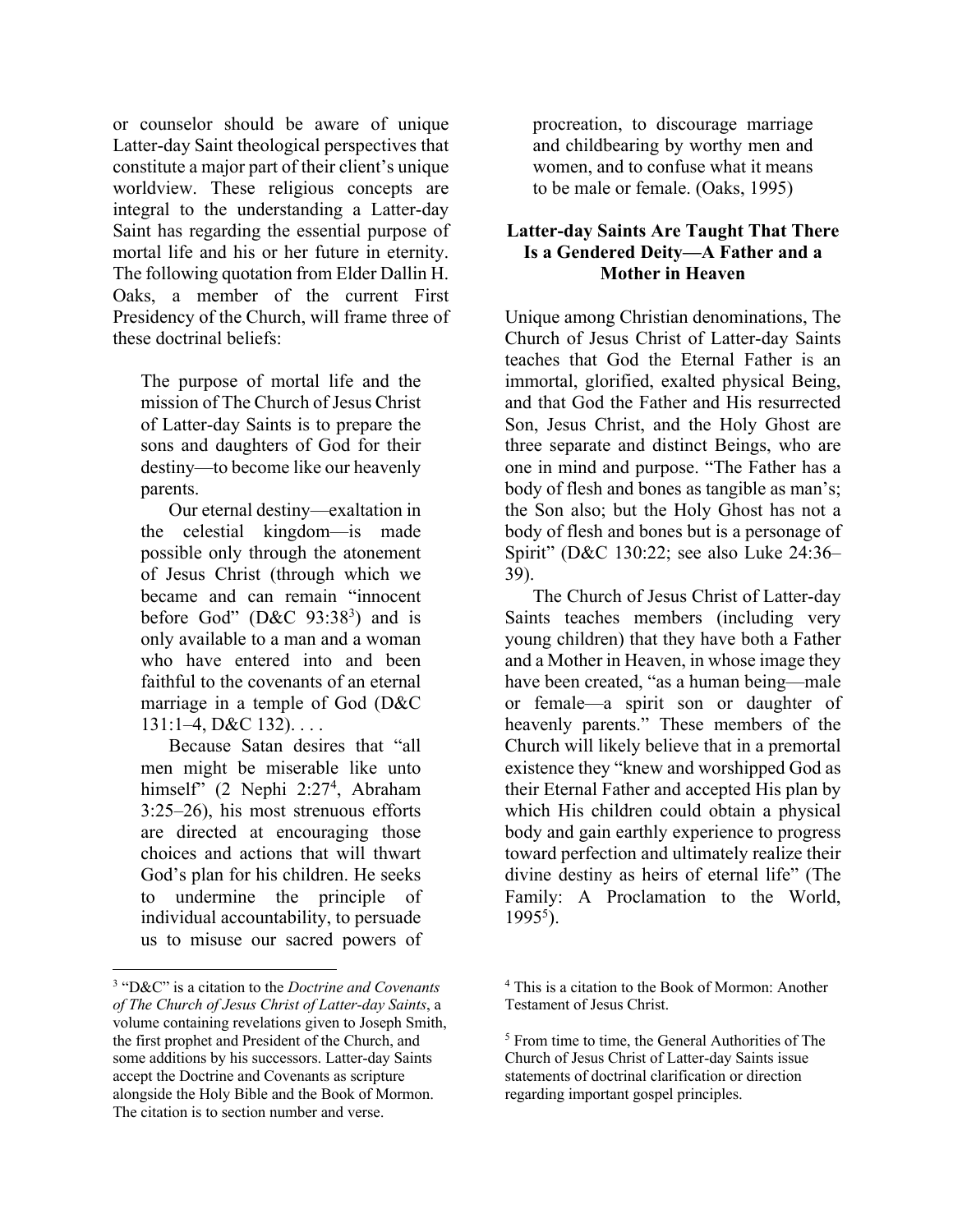or counselor should be aware of unique Latter-day Saint theological perspectives that constitute a major part of their client's unique worldview. These religious concepts are integral to the understanding a Latter-day Saint has regarding the essential purpose of mortal life and his or her future in eternity. The following quotation from Elder Dallin H. Oaks, a member of the current First Presidency of the Church, will frame three of these doctrinal beliefs:

> The purpose of mortal life and the mission of The Church of Jesus Christ of Latter-day Saints is to prepare the sons and daughters of God for their destiny—to become like our heavenly parents.
>
> Our eternal destiny—exaltation in the celestial kingdom—is made possible only through the atonement of Jesus Christ (through which we became and can remain "innocent before God" (D&C 93:38[3]) and is only available to a man and a woman who have entered into and been faithful to the covenants of an eternal marriage in a temple of God (D&C 131:1–4, D&C 132). . . .
>
> Because Satan desires that "all men might be miserable like unto himself" (2 Nephi 2:27[4], Abraham 3:25–26), his most strenuous efforts are directed at encouraging those choices and actions that will thwart God's plan for his children. He seeks to undermine the principle of individual accountability, to persuade us to misuse our sacred powers of procreation, to discourage marriage and childbearing by worthy men and women, and to confuse what it means to be male or female. (Oaks, 1995)

## Latter-day Saints Are Taught That There Is a Gendered Deity—A Father and a Mother in Heaven

Unique among Christian denominations, The Church of Jesus Christ of Latter-day Saints teaches that God the Eternal Father is an immortal, glorified, exalted physical Being, and that God the Father and His resurrected Son, Jesus Christ, and the Holy Ghost are three separate and distinct Beings, who are one in mind and purpose. "The Father has a body of flesh and bones as tangible as man's; the Son also; but the Holy Ghost has not a body of flesh and bones but is a personage of Spirit" (D&C 130:22; see also Luke 24:36–39).

The Church of Jesus Christ of Latter-day Saints teaches members (including very young children) that they have both a Father and a Mother in Heaven, in whose image they have been created, "as a human being—male or female—a spirit son or daughter of heavenly parents." These members of the Church will likely believe that in a premortal existence they "knew and worshipped God as their Eternal Father and accepted His plan by which His children could obtain a physical body and gain earthly experience to progress toward perfection and ultimately realize their divine destiny as heirs of eternal life" (The Family: A Proclamation to the World, 1995[5]).

---

[3] "D&C" is a citation to the *Doctrine and Covenants of The Church of Jesus Christ of Latter-day Saints*, a volume containing revelations given to Joseph Smith, the first prophet and President of the Church, and some additions by his successors. Latter-day Saints accept the Doctrine and Covenants as scripture alongside the Holy Bible and the Book of Mormon. The citation is to section number and verse.

[4] This is a citation to the Book of Mormon: Another Testament of Jesus Christ.

[5] From time to time, the General Authorities of The Church of Jesus Christ of Latter-day Saints issue statements of doctrinal clarification or direction regarding important gospel principles.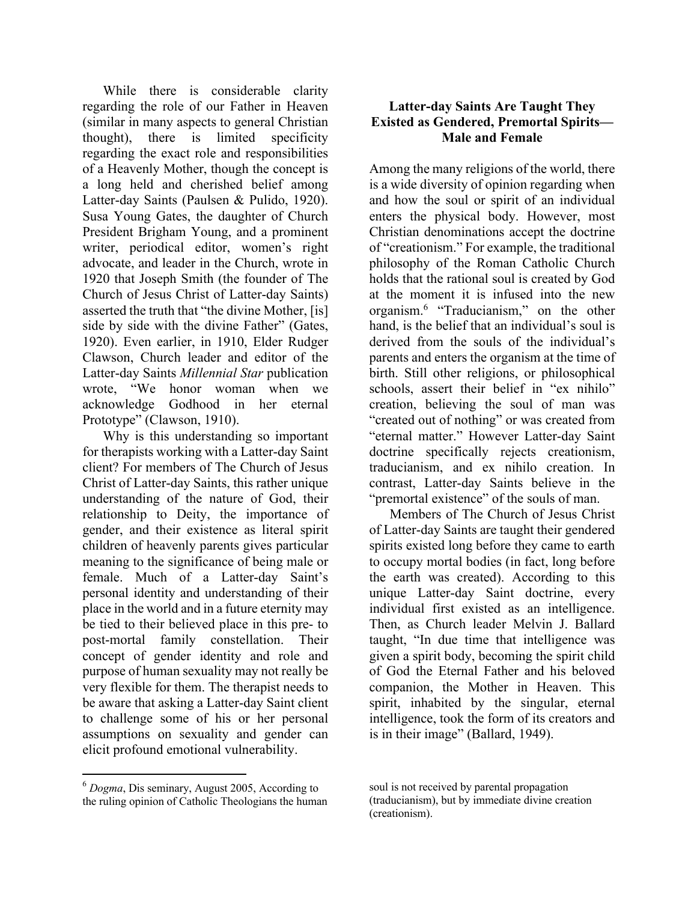While there is considerable clarity regarding the role of our Father in Heaven (similar in many aspects to general Christian thought), there is limited specificity regarding the exact role and responsibilities of a Heavenly Mother, though the concept is a long held and cherished belief among Latter-day Saints (Paulsen & Pulido, 1920). Susa Young Gates, the daughter of Church President Brigham Young, and a prominent writer, periodical editor, women's right advocate, and leader in the Church, wrote in 1920 that Joseph Smith (the founder of The Church of Jesus Christ of Latter-day Saints) asserted the truth that "the divine Mother, [is] side by side with the divine Father" (Gates, 1920). Even earlier, in 1910, Elder Rudger Clawson, Church leader and editor of the Latter-day Saints *Millennial Star* publication wrote, "We honor woman when we acknowledge Godhood in her eternal Prototype" (Clawson, 1910).

Why is this understanding so important for therapists working with a Latter-day Saint client? For members of The Church of Jesus Christ of Latter-day Saints, this rather unique understanding of the nature of God, their relationship to Deity, the importance of gender, and their existence as literal spirit children of heavenly parents gives particular meaning to the significance of being male or female. Much of a Latter-day Saint's personal identity and understanding of their place in the world and in a future eternity may be tied to their believed place in this pre- to post-mortal family constellation. Their concept of gender identity and role and purpose of human sexuality may not really be very flexible for them. The therapist needs to be aware that asking a Latter-day Saint client to challenge some of his or her personal assumptions on sexuality and gender can elicit profound emotional vulnerability.

## Latter-day Saints Are Taught They Existed as Gendered, Premortal Spirits—Male and Female

Among the many religions of the world, there is a wide diversity of opinion regarding when and how the soul or spirit of an individual enters the physical body. However, most Christian denominations accept the doctrine of "creationism." For example, the traditional philosophy of the Roman Catholic Church holds that the rational soul is created by God at the moment it is infused into the new organism.[6] "Traducianism," on the other hand, is the belief that an individual's soul is derived from the souls of the individual's parents and enters the organism at the time of birth. Still other religions, or philosophical schools, assert their belief in "ex nihilo" creation, believing the soul of man was "created out of nothing" or was created from "eternal matter." However Latter-day Saint doctrine specifically rejects creationism, traducianism, and ex nihilo creation. In contrast, Latter-day Saints believe in the "premortal existence" of the souls of man.

Members of The Church of Jesus Christ of Latter-day Saints are taught their gendered spirits existed long before they came to earth to occupy mortal bodies (in fact, long before the earth was created). According to this unique Latter-day Saint doctrine, every individual first existed as an intelligence. Then, as Church leader Melvin J. Ballard taught, "In due time that intelligence was given a spirit body, becoming the spirit child of God the Eternal Father and his beloved companion, the Mother in Heaven. This spirit, inhabited by the singular, eternal intelligence, took the form of its creators and is in their image" (Ballard, 1949).

---

[6] *Dogma*, Dis seminary, August 2005, According to the ruling opinion of Catholic Theologians the human soul is not received by parental propagation (traducianism), but by immediate divine creation (creationism).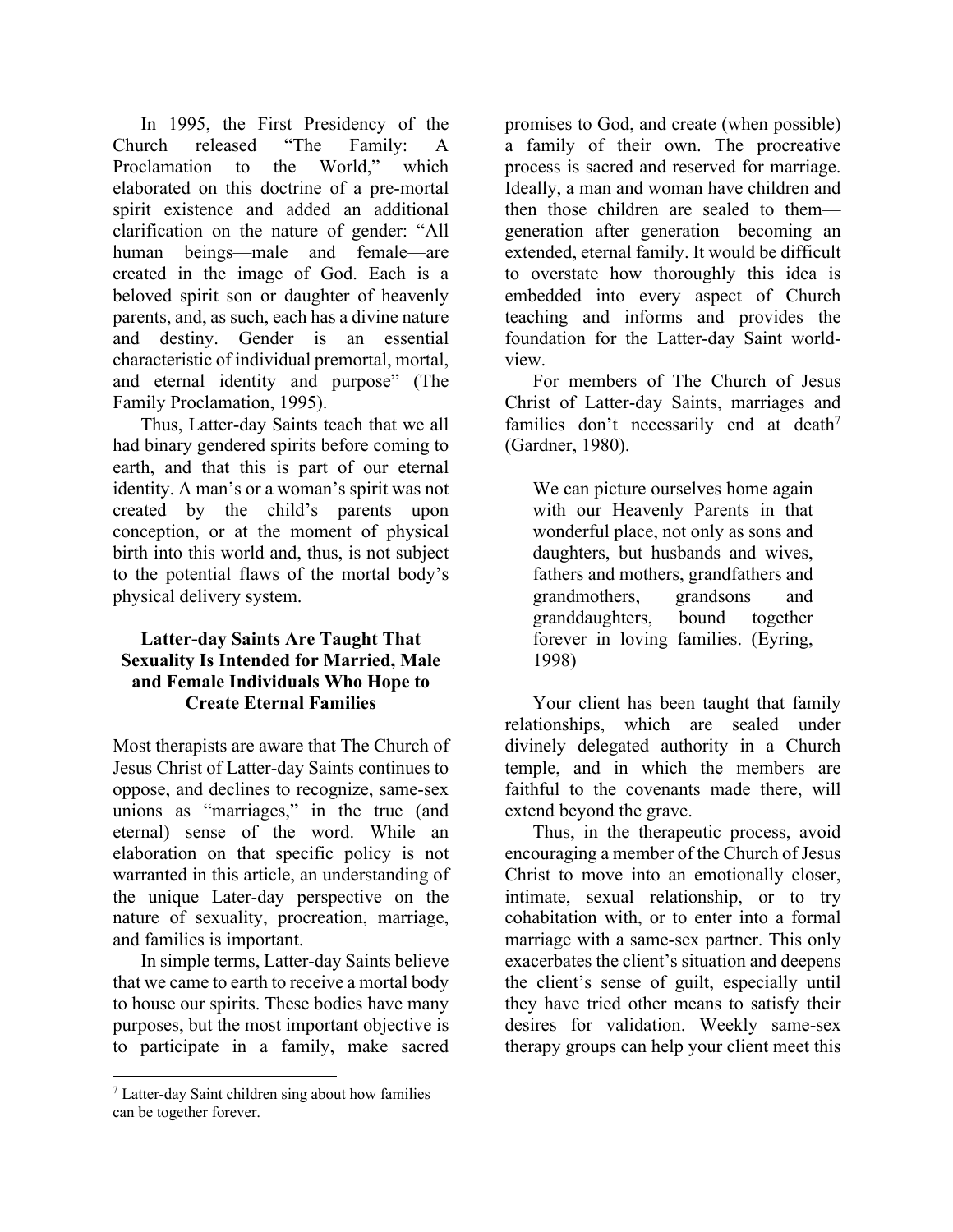In 1995, the First Presidency of the Church released "The Family: A Proclamation to the World," which elaborated on this doctrine of a pre-mortal spirit existence and added an additional clarification on the nature of gender: "All human beings—male and female—are created in the image of God. Each is a beloved spirit son or daughter of heavenly parents, and, as such, each has a divine nature and destiny. Gender is an essential characteristic of individual premortal, mortal, and eternal identity and purpose" (The Family Proclamation, 1995).

Thus, Latter-day Saints teach that we all had binary gendered spirits before coming to earth, and that this is part of our eternal identity. A man's or a woman's spirit was not created by the child's parents upon conception, or at the moment of physical birth into this world and, thus, is not subject to the potential flaws of the mortal body's physical delivery system.

### Latter-day Saints Are Taught That Sexuality Is Intended for Married, Male and Female Individuals Who Hope to Create Eternal Families

Most therapists are aware that The Church of Jesus Christ of Latter-day Saints continues to oppose, and declines to recognize, same-sex unions as "marriages," in the true (and eternal) sense of the word. While an elaboration on that specific policy is not warranted in this article, an understanding of the unique Later-day perspective on the nature of sexuality, procreation, marriage, and families is important.

In simple terms, Latter-day Saints believe that we came to earth to receive a mortal body to house our spirits. These bodies have many purposes, but the most important objective is to participate in a family, make sacred promises to God, and create (when possible) a family of their own. The procreative process is sacred and reserved for marriage. Ideally, a man and woman have children and then those children are sealed to them—generation after generation—becoming an extended, eternal family. It would be difficult to overstate how thoroughly this idea is embedded into every aspect of Church teaching and informs and provides the foundation for the Latter-day Saint world-view.

For members of The Church of Jesus Christ of Latter-day Saints, marriages and families don't necessarily end at death[7] (Gardner, 1980).

> We can picture ourselves home again with our Heavenly Parents in that wonderful place, not only as sons and daughters, but husbands and wives, fathers and mothers, grandfathers and grandmothers, grandsons and granddaughters, bound together forever in loving families. (Eyring, 1998)

Your client has been taught that family relationships, which are sealed under divinely delegated authority in a Church temple, and in which the members are faithful to the covenants made there, will extend beyond the grave.

Thus, in the therapeutic process, avoid encouraging a member of the Church of Jesus Christ to move into an emotionally closer, intimate, sexual relationship, or to try cohabitation with, or to enter into a formal marriage with a same-sex partner. This only exacerbates the client's situation and deepens the client's sense of guilt, especially until they have tried other means to satisfy their desires for validation. Weekly same-sex therapy groups can help your client meet this

[7] Latter-day Saint children sing about how families can be together forever.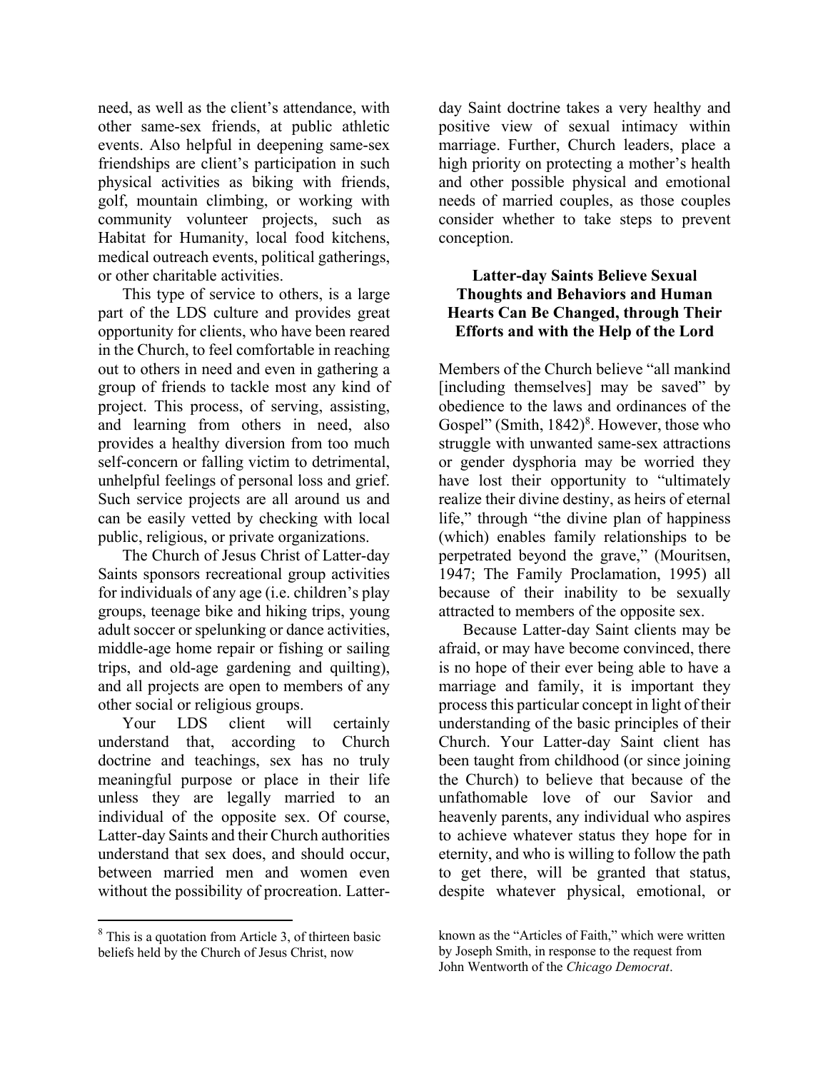need, as well as the client's attendance, with other same-sex friends, at public athletic events. Also helpful in deepening same-sex friendships are client's participation in such physical activities as biking with friends, golf, mountain climbing, or working with community volunteer projects, such as Habitat for Humanity, local food kitchens, medical outreach events, political gatherings, or other charitable activities.

This type of service to others, is a large part of the LDS culture and provides great opportunity for clients, who have been reared in the Church, to feel comfortable in reaching out to others in need and even in gathering a group of friends to tackle most any kind of project. This process, of serving, assisting, and learning from others in need, also provides a healthy diversion from too much self-concern or falling victim to detrimental, unhelpful feelings of personal loss and grief. Such service projects are all around us and can be easily vetted by checking with local public, religious, or private organizations.

The Church of Jesus Christ of Latter-day Saints sponsors recreational group activities for individuals of any age (i.e. children's play groups, teenage bike and hiking trips, young adult soccer or spelunking or dance activities, middle-age home repair or fishing or sailing trips, and old-age gardening and quilting), and all projects are open to members of any other social or religious groups.

Your LDS client will certainly understand that, according to Church doctrine and teachings, sex has no truly meaningful purpose or place in their life unless they are legally married to an individual of the opposite sex. Of course, Latter-day Saints and their Church authorities understand that sex does, and should occur, between married men and women even without the possibility of procreation. Latter-day Saint doctrine takes a very healthy and positive view of sexual intimacy within marriage. Further, Church leaders, place a high priority on protecting a mother's health and other possible physical and emotional needs of married couples, as those couples consider whether to take steps to prevent conception.

## Latter-day Saints Believe Sexual Thoughts and Behaviors and Human Hearts Can Be Changed, through Their Efforts and with the Help of the Lord

Members of the Church believe "all mankind [including themselves] may be saved" by obedience to the laws and ordinances of the Gospel" (Smith, 1842)[8]. However, those who struggle with unwanted same-sex attractions or gender dysphoria may be worried they have lost their opportunity to "ultimately realize their divine destiny, as heirs of eternal life," through "the divine plan of happiness (which) enables family relationships to be perpetrated beyond the grave," (Mouritsen, 1947; The Family Proclamation, 1995) all because of their inability to be sexually attracted to members of the opposite sex.

Because Latter-day Saint clients may be afraid, or may have become convinced, there is no hope of their ever being able to have a marriage and family, it is important they process this particular concept in light of their understanding of the basic principles of their Church. Your Latter-day Saint client has been taught from childhood (or since joining the Church) to believe that because of the unfathomable love of our Savior and heavenly parents, any individual who aspires to achieve whatever status they hope for in eternity, and who is willing to follow the path to get there, will be granted that status, despite whatever physical, emotional, or

[8] This is a quotation from Article 3, of thirteen basic beliefs held by the Church of Jesus Christ, now known as the "Articles of Faith," which were written by Joseph Smith, in response to the request from John Wentworth of the *Chicago Democrat*.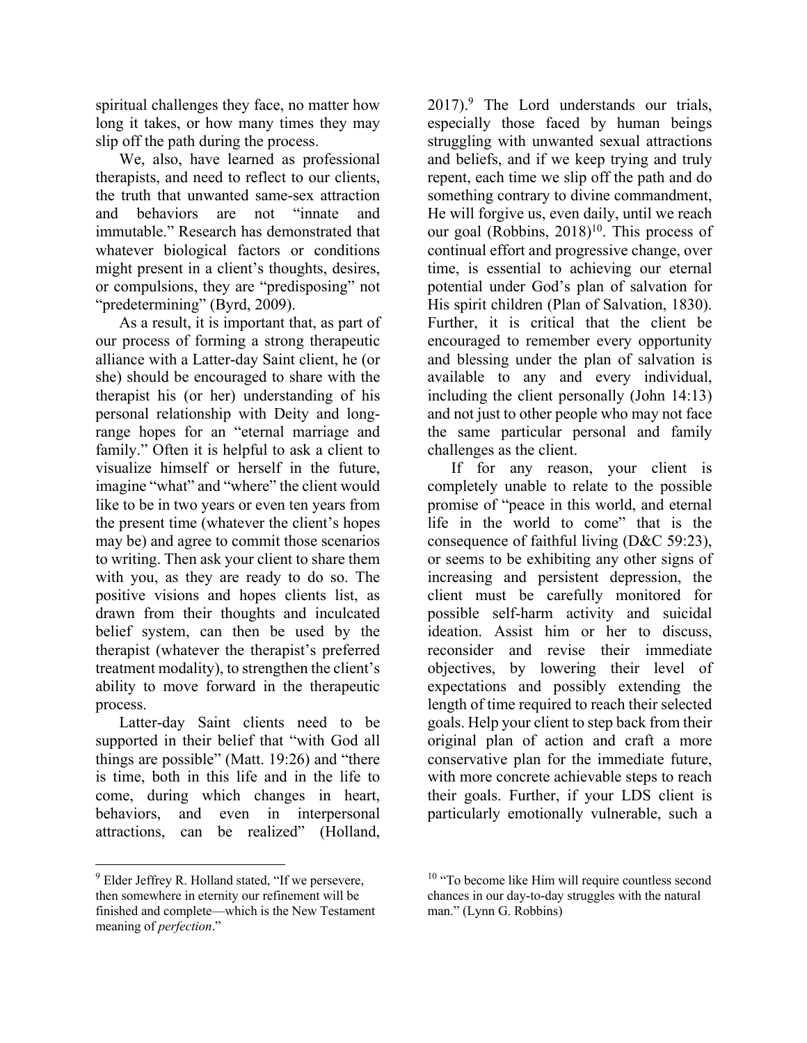spiritual challenges they face, no matter how long it takes, or how many times they may slip off the path during the process.

We, also, have learned as professional therapists, and need to reflect to our clients, the truth that unwanted same-sex attraction and behaviors are not "innate and immutable." Research has demonstrated that whatever biological factors or conditions might present in a client's thoughts, desires, or compulsions, they are "predisposing" not "predetermining" (Byrd, 2009).

As a result, it is important that, as part of our process of forming a strong therapeutic alliance with a Latter-day Saint client, he (or she) should be encouraged to share with the therapist his (or her) understanding of his personal relationship with Deity and long-range hopes for an "eternal marriage and family." Often it is helpful to ask a client to visualize himself or herself in the future, imagine "what" and "where" the client would like to be in two years or even ten years from the present time (whatever the client's hopes may be) and agree to commit those scenarios to writing. Then ask your client to share them with you, as they are ready to do so. The positive visions and hopes clients list, as drawn from their thoughts and inculcated belief system, can then be used by the therapist (whatever the therapist's preferred treatment modality), to strengthen the client's ability to move forward in the therapeutic process.

Latter-day Saint clients need to be supported in their belief that "with God all things are possible" (Matt. 19:26) and "there is time, both in this life and in the life to come, during which changes in heart, behaviors, and even in interpersonal attractions, can be realized" (Holland, 2017).[9] The Lord understands our trials, especially those faced by human beings struggling with unwanted sexual attractions and beliefs, and if we keep trying and truly repent, each time we slip off the path and do something contrary to divine commandment, He will forgive us, even daily, until we reach our goal (Robbins, 2018)[10]. This process of continual effort and progressive change, over time, is essential to achieving our eternal potential under God's plan of salvation for His spirit children (Plan of Salvation, 1830). Further, it is critical that the client be encouraged to remember every opportunity and blessing under the plan of salvation is available to any and every individual, including the client personally (John 14:13) and not just to other people who may not face the same particular personal and family challenges as the client.

If for any reason, your client is completely unable to relate to the possible promise of "peace in this world, and eternal life in the world to come" that is the consequence of faithful living (D&C 59:23), or seems to be exhibiting any other signs of increasing and persistent depression, the client must be carefully monitored for possible self-harm activity and suicidal ideation. Assist him or her to discuss, reconsider and revise their immediate objectives, by lowering their level of expectations and possibly extending the length of time required to reach their selected goals. Help your client to step back from their original plan of action and craft a more conservative plan for the immediate future, with more concrete achievable steps to reach their goals. Further, if your LDS client is particularly emotionally vulnerable, such a

---

[9] Elder Jeffrey R. Holland stated, "If we persevere, then somewhere in eternity our refinement will be finished and complete—which is the New Testament meaning of *perfection*."

[10] "To become like Him will require countless second chances in our day-to-day struggles with the natural man." (Lynn G. Robbins)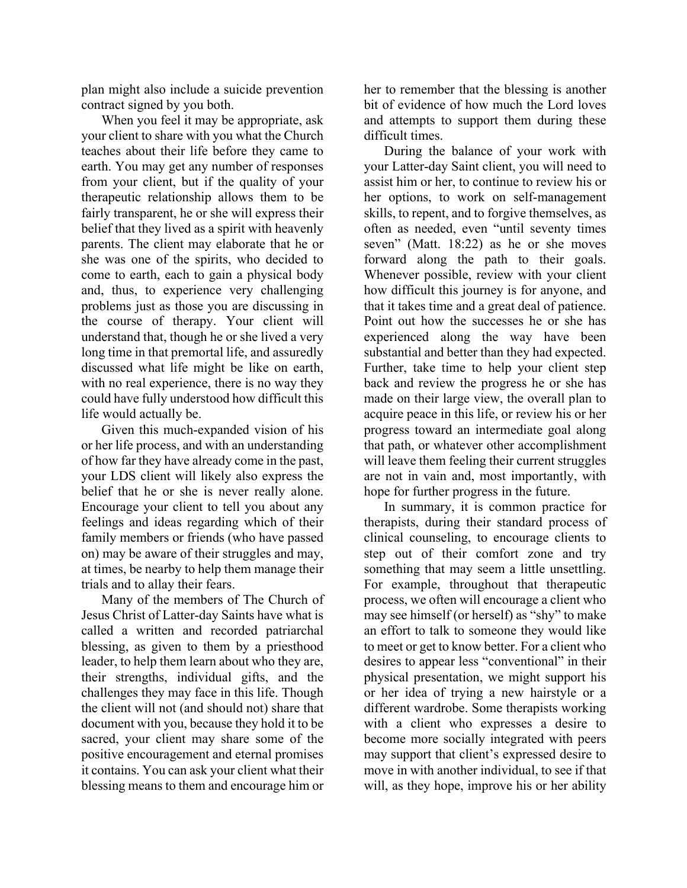plan might also include a suicide prevention contract signed by you both.

When you feel it may be appropriate, ask your client to share with you what the Church teaches about their life before they came to earth. You may get any number of responses from your client, but if the quality of your therapeutic relationship allows them to be fairly transparent, he or she will express their belief that they lived as a spirit with heavenly parents. The client may elaborate that he or she was one of the spirits, who decided to come to earth, each to gain a physical body and, thus, to experience very challenging problems just as those you are discussing in the course of therapy. Your client will understand that, though he or she lived a very long time in that premortal life, and assuredly discussed what life might be like on earth, with no real experience, there is no way they could have fully understood how difficult this life would actually be.

Given this much-expanded vision of his or her life process, and with an understanding of how far they have already come in the past, your LDS client will likely also express the belief that he or she is never really alone. Encourage your client to tell you about any feelings and ideas regarding which of their family members or friends (who have passed on) may be aware of their struggles and may, at times, be nearby to help them manage their trials and to allay their fears.

Many of the members of The Church of Jesus Christ of Latter-day Saints have what is called a written and recorded patriarchal blessing, as given to them by a priesthood leader, to help them learn about who they are, their strengths, individual gifts, and the challenges they may face in this life. Though the client will not (and should not) share that document with you, because they hold it to be sacred, your client may share some of the positive encouragement and eternal promises it contains. You can ask your client what their blessing means to them and encourage him or her to remember that the blessing is another bit of evidence of how much the Lord loves and attempts to support them during these difficult times.

During the balance of your work with your Latter-day Saint client, you will need to assist him or her, to continue to review his or her options, to work on self-management skills, to repent, and to forgive themselves, as often as needed, even "until seventy times seven" (Matt. 18:22) as he or she moves forward along the path to their goals. Whenever possible, review with your client how difficult this journey is for anyone, and that it takes time and a great deal of patience. Point out how the successes he or she has experienced along the way have been substantial and better than they had expected. Further, take time to help your client step back and review the progress he or she has made on their large view, the overall plan to acquire peace in this life, or review his or her progress toward an intermediate goal along that path, or whatever other accomplishment will leave them feeling their current struggles are not in vain and, most importantly, with hope for further progress in the future.

In summary, it is common practice for therapists, during their standard process of clinical counseling, to encourage clients to step out of their comfort zone and try something that may seem a little unsettling. For example, throughout that therapeutic process, we often will encourage a client who may see himself (or herself) as "shy" to make an effort to talk to someone they would like to meet or get to know better. For a client who desires to appear less "conventional" in their physical presentation, we might support his or her idea of trying a new hairstyle or a different wardrobe. Some therapists working with a client who expresses a desire to become more socially integrated with peers may support that client's expressed desire to move in with another individual, to see if that will, as they hope, improve his or her ability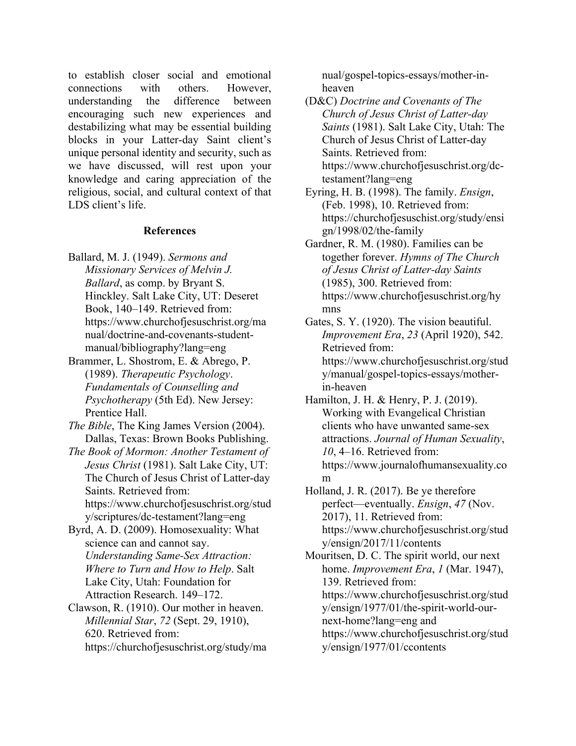to establish closer social and emotional connections with others. However, understanding the difference between encouraging such new experiences and destabilizing what may be essential building blocks in your Latter-day Saint client's unique personal identity and security, such as we have discussed, will rest upon your knowledge and caring appreciation of the religious, social, and cultural context of that LDS client's life.

## References

Ballard, M. J. (1949). *Sermons and Missionary Services of Melvin J. Ballard*, as comp. by Bryant S. Hinckley. Salt Lake City, UT: Deseret Book, 140–149. Retrieved from: https://www.churchofjesuschrist.org/manual/doctrine-and-covenants-student-manual/bibliography?lang=eng

Brammer, L. Shostrom, E. & Abrego, P. (1989). *Therapeutic Psychology. Fundamentals of Counselling and Psychotherapy* (5th Ed). New Jersey: Prentice Hall.

*The Bible*, The King James Version (2004). Dallas, Texas: Brown Books Publishing.

*The Book of Mormon: Another Testament of Jesus Christ* (1981). Salt Lake City, UT: The Church of Jesus Christ of Latter-day Saints. Retrieved from: https://www.churchofjesuschrist.org/study/scriptures/dc-testament?lang=eng

Byrd, A. D. (2009). Homosexuality: What science can and cannot say. *Understanding Same-Sex Attraction: Where to Turn and How to Help*. Salt Lake City, Utah: Foundation for Attraction Research. 149–172.

Clawson, R. (1910). Our mother in heaven. *Millennial Star*, *72* (Sept. 29, 1910), 620. Retrieved from: https://churchofjesuschrist.org/study/manual/gospel-topics-essays/mother-in-heaven

(D&C) *Doctrine and Covenants of The Church of Jesus Christ of Latter-day Saints* (1981). Salt Lake City, Utah: The Church of Jesus Christ of Latter-day Saints. Retrieved from: https://www.churchofjesuschrist.org/dc-testament?lang=eng

Eyring, H. B. (1998). The family. *Ensign*, (Feb. 1998), 10. Retrieved from: https://churchofjesuschist.org/study/ensign/1998/02/the-family

Gardner, R. M. (1980). Families can be together forever. *Hymns of The Church of Jesus Christ of Latter-day Saints* (1985), 300. Retrieved from: https://www.churchofjesuschrist.org/hymns

Gates, S. Y. (1920). The vision beautiful. *Improvement Era*, *23* (April 1920), 542. Retrieved from: https://www.churchofjesuschrist.org/study/manual/gospel-topics-essays/mother-in-heaven

Hamilton, J. H. & Henry, P. J. (2019). Working with Evangelical Christian clients who have unwanted same-sex attractions. *Journal of Human Sexuality*, *10*, 4–16. Retrieved from: https://www.journalofhumansexuality.com

Holland, J. R. (2017). Be ye therefore perfect—eventually. *Ensign*, *47* (Nov. 2017), 11. Retrieved from: https://www.churchofjesuschrist.org/study/ensign/2017/11/contents

Mouritsen, D. C. The spirit world, our next home. *Improvement Era*, *1* (Mar. 1947), 139. Retrieved from: https://www.churchofjesuschrist.org/study/ensign/1977/01/the-spirit-world-our-next-home?lang=eng and https://www.churchofjesuschrist.org/study/ensign/1977/01/ccontents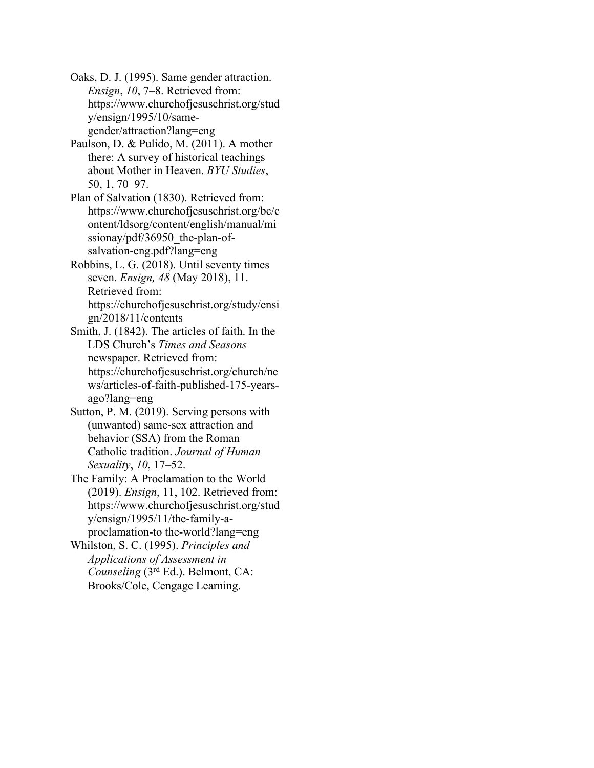Oaks, D. J. (1995). Same gender attraction. *Ensign*, *10*, 7–8. Retrieved from: https://www.churchofjesuschrist.org/study/ensign/1995/10/same-gender/attraction?lang=eng

Paulson, D. & Pulido, M. (2011). A mother there: A survey of historical teachings about Mother in Heaven. *BYU Studies*, 50, 1, 70–97.

Plan of Salvation (1830). Retrieved from: https://www.churchofjesuschrist.org/bc/content/ldsorg/content/english/manual/missionay/pdf/36950_the-plan-of-salvation-eng.pdf?lang=eng

Robbins, L. G. (2018). Until seventy times seven. *Ensign, 48* (May 2018), 11. Retrieved from: https://churchofjesuschrist.org/study/ensign/2018/11/contents

Smith, J. (1842). The articles of faith. In the LDS Church's *Times and Seasons* newspaper. Retrieved from: https://churchofjesuschrist.org/church/news/articles-of-faith-published-175-years-ago?lang=eng

Sutton, P. M. (2019). Serving persons with (unwanted) same-sex attraction and behavior (SSA) from the Roman Catholic tradition. *Journal of Human Sexuality*, *10*, 17–52.

The Family: A Proclamation to the World (2019). *Ensign*, 11, 102. Retrieved from: https://www.churchofjesuschrist.org/study/ensign/1995/11/the-family-a-proclamation-to the-world?lang=eng

Whilston, S. C. (1995). *Principles and Applications of Assessment in Counseling* (3rd Ed.). Belmont, CA: Brooks/Cole, Cengage Learning.